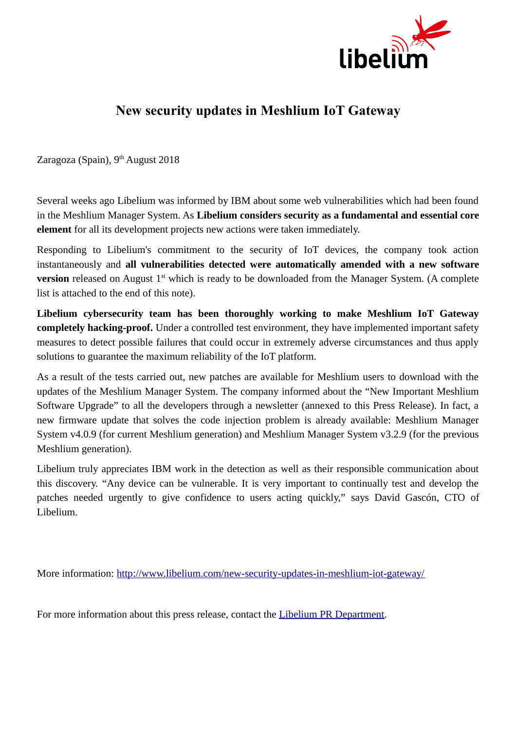# New security updates in Meshlium IoT Gateway

Zaragoza (Spain), 9th August 2018

Several weeks ago Libelium was informed by IBM about some web vulnerabilities which had been found in the Meshlium Manager System. As **Libelium considers security as a fundamental and essential core element** for all its development projects new actions were taken immediately.

Responding to Libelium's commitment to the security of IoT devices, the company took action instantaneously and **all vulnerabilities detected were automatically amended with a new software version** released on August 1st which is ready to be downloaded from the Manager System. (A complete list is attached to the end of this note).

**Libelium cybersecurity team has been thoroughly working to make Meshlium IoT Gateway completely hacking-proof.** Under a controlled test environment, they have implemented important safety measures to detect possible failures that could occur in extremely adverse circumstances and thus apply solutions to guarantee the maximum reliability of the IoT platform.

As a result of the tests carried out, new patches are available for Meshlium users to download with the updates of the Meshlium Manager System. The company informed about the "New Important Meshlium Software Upgrade" to all the developers through a newsletter (annexed to this Press Release). In fact, a new firmware update that solves the code injection problem is already available: Meshlium Manager System v4.0.9 (for current Meshlium generation) and Meshlium Manager System v3.2.9 (for the previous Meshlium generation).

Libelium truly appreciates IBM work in the detection as well as their responsible communication about this discovery. "Any device can be vulnerable. It is very important to continually test and develop the patches needed urgently to give confidence to users acting quickly," says David Gascón, CTO of Libelium.

More information: [http://www.libelium.com/new-security-updates-in-meshlium-iot-gateway/](http://www.libelium.com/new-security-updates-in-meshlium-iot-gateway/)

For more information about this press release, contact the Libelium PR Department.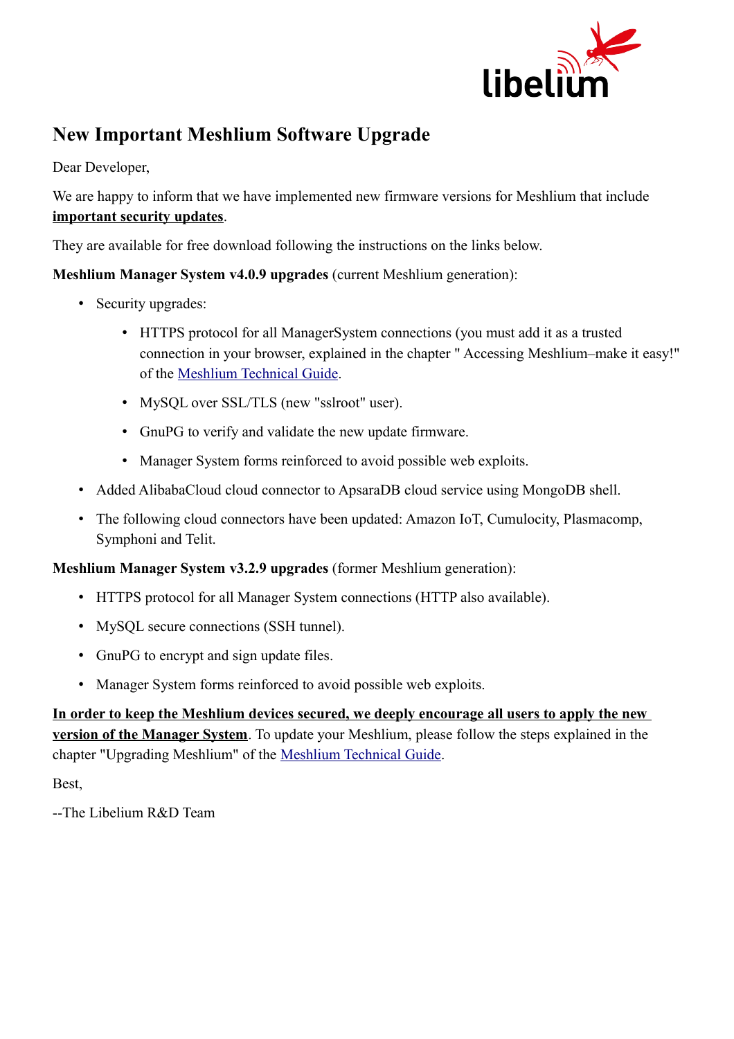# New Important Meshlium Software Upgrade

Dear Developer,

We are happy to inform that we have implemented new firmware versions for Meshlium that include **important security updates**.

They are available for free download following the instructions on the links below.

**Meshlium Manager System v4.0.9 upgrades** (current Meshlium generation):

- Security upgrades:
  - HTTPS protocol for all ManagerSystem connections (you must add it as a trusted connection in your browser, explained in the chapter " Accessing Meshlium–make it easy!" of the Meshlium Technical Guide.
  - MySQL over SSL/TLS (new "sslroot" user).
  - GnuPG to verify and validate the new update firmware.
  - Manager System forms reinforced to avoid possible web exploits.
- Added AlibabaCloud cloud connector to ApsaraDB cloud service using MongoDB shell.
- The following cloud connectors have been updated: Amazon IoT, Cumulocity, Plasmacomp, Symphoni and Telit.

**Meshlium Manager System v3.2.9 upgrades** (former Meshlium generation):

- HTTPS protocol for all Manager System connections (HTTP also available).
- MySQL secure connections (SSH tunnel).
- GnuPG to encrypt and sign update files.
- Manager System forms reinforced to avoid possible web exploits.

**In order to keep the Meshlium devices secured, we deeply encourage all users to apply the new version of the Manager System**. To update your Meshlium, please follow the steps explained in the chapter "Upgrading Meshlium" of the Meshlium Technical Guide.

Best,

--The Libelium R&D Team